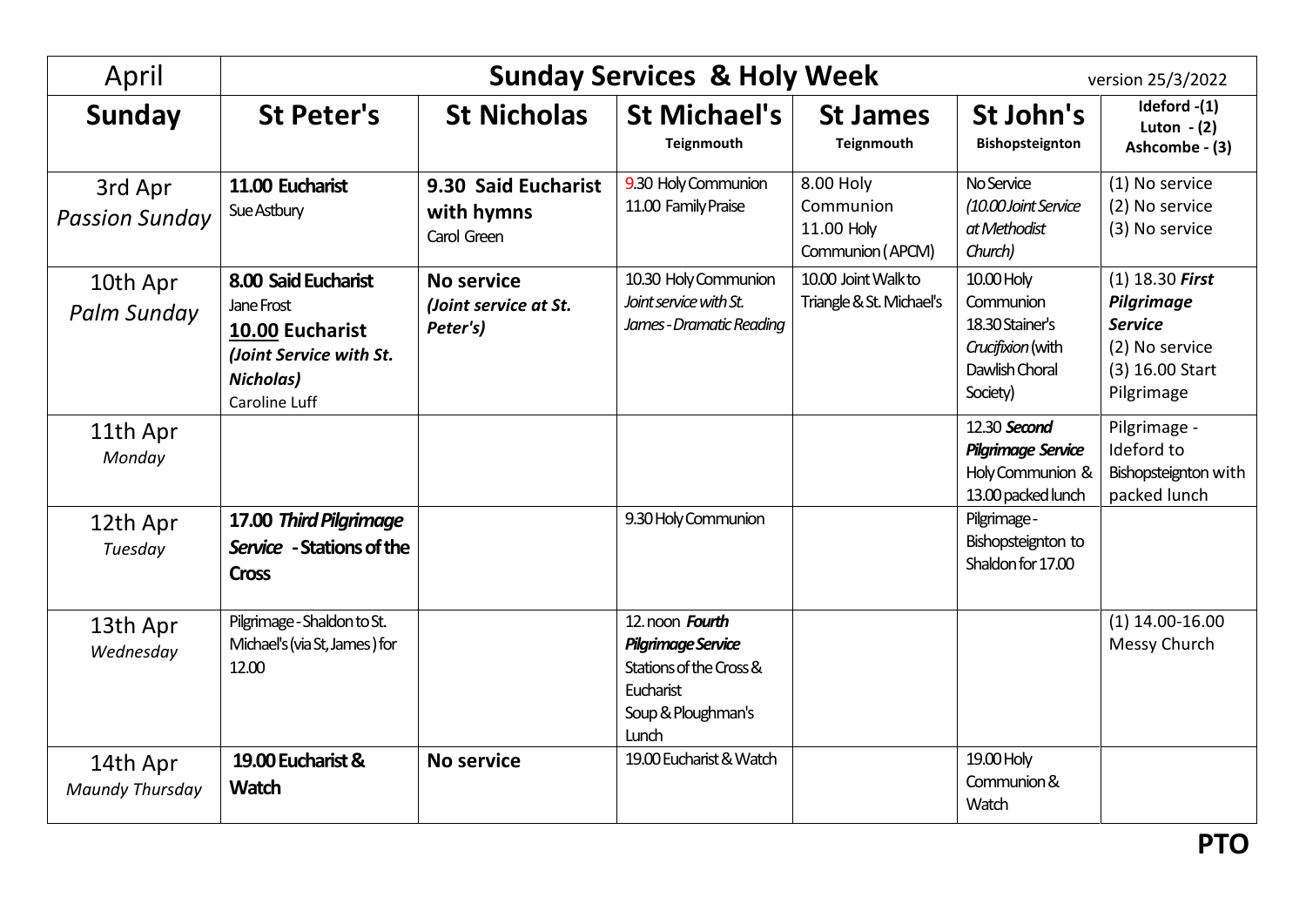| April | **Sunday Services & Holy Week** | | | | | version 25/3/2022 |
|---|---|---|---|---|---|---|
| **Sunday** | **St Peter's** | **St Nicholas** | **St Michael's** Teignmouth | **St James** Teignmouth | **St John's** Bishopsteignton | **Ideford -(1) Luton - (2) Ashcombe - (3)** |
| 3rd Apr *Passion Sunday* | **11.00 Eucharist** Sue Astbury | **9.30 Said Eucharist with hymns** Carol Green | 9.30 Holy Communion 11.00 Family Praise | 8.00 Holy Communion 11.00 Holy Communion (APCM) | No Service *(10.00 Joint Service at Methodist Church)* | (1) No service (2) No service (3) No service |
| 10th Apr *Palm Sunday* | **8.00 Said Eucharist** Jane Frost **10.00 Eucharist** ***(Joint Service with St. Nicholas)*** Caroline Luff | **No service** ***(Joint service at St. Peter's)*** | 10.30 Holy Communion *Joint service with St. James - Dramatic Reading* | 10.00 Joint Walk to Triangle & St. Michael's | 10.00 Holy Communion 18.30 Stainer's *Crucifixion* (with Dawlish Choral Society) | (1) 18.30 ***First Pilgrimage Service*** (2) No service (3) 16.00 Start Pilgrimage |
| 11th Apr *Monday* | | | | | 12.30 ***Second Pilgrimage Service*** Holy Communion & 13.00 packed lunch | Pilgrimage - Ideford to Bishopsteignton with packed lunch |
| 12th Apr *Tuesday* | **17.00 *Third Pilgrimage Service* - Stations of the Cross** | | 9.30 Holy Communion | | Pilgrimage - Bishopsteignton to Shaldon for 17.00 | |
| 13th Apr *Wednesday* | Pilgrimage - Shaldon to St. Michael's (via St, James) for 12.00 | | 12. noon ***Fourth Pilgrimage Service*** Stations of the Cross & Eucharist Soup & Ploughman's Lunch | | | (1) 14.00-16.00 Messy Church |
| 14th Apr *Maundy Thursday* | **19.00 Eucharist & Watch** | **No service** | 19.00 Eucharist & Watch | | 19.00 Holy Communion & Watch | |

**PTO**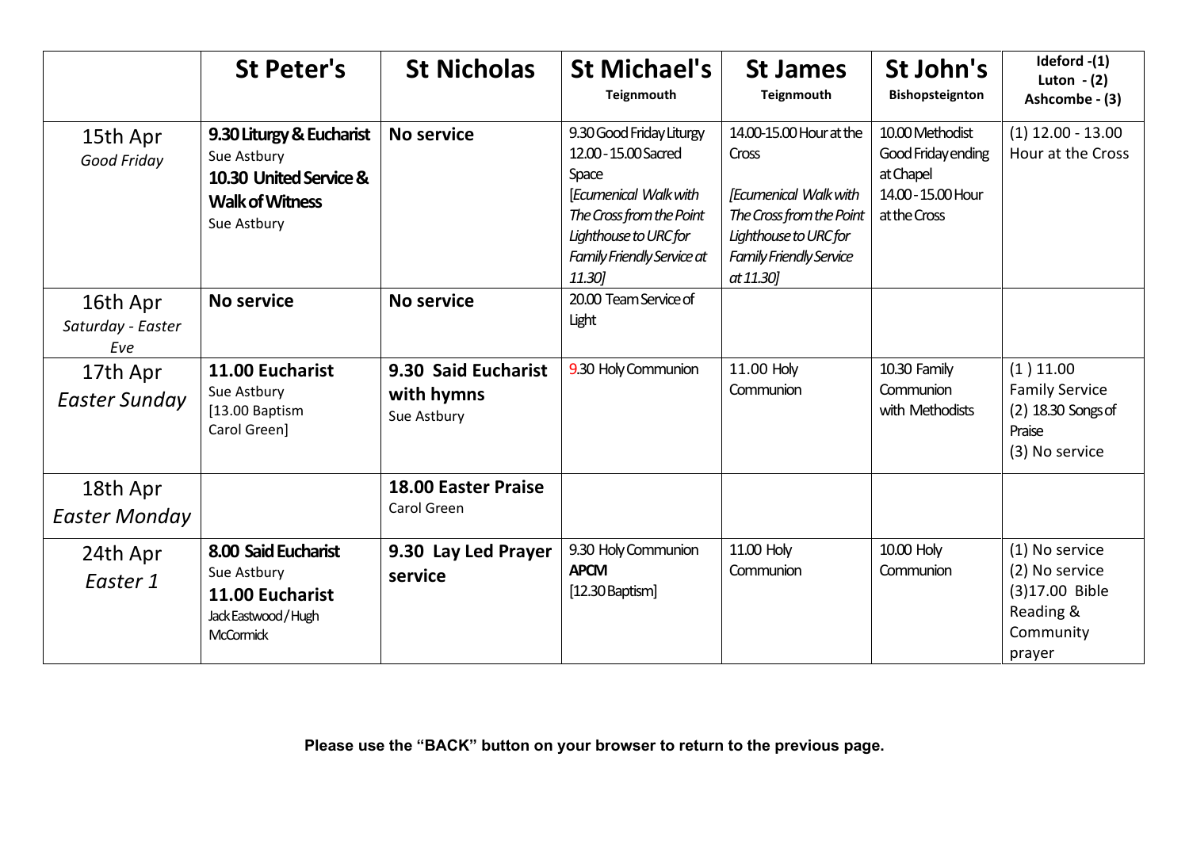| | St Peter's | St Nicholas | St Michael's Teignmouth | St James Teignmouth | St John's Bishopsteignton | Ideford -(1) Luton - (2) Ashcombe - (3) |
|---|---|---|---|---|---|---|
| 15th Apr *Good Friday* | **9.30 Liturgy & Eucharist** Sue Astbury **10.30 United Service & Walk of Witness** Sue Astbury | **No service** | 9.30 Good Friday Liturgy 12.00 - 15.00 Sacred Space *[Ecumenical Walk with The Cross from the Point Lighthouse to URC for Family Friendly Service at 11.30]* | 14.00-15.00 Hour at the Cross *[Ecumenical Walk with The Cross from the Point Lighthouse to URC for Family Friendly Service at 11.30]* | 10.00 Methodist Good Friday ending at Chapel 14.00 - 15.00 Hour at the Cross | (1) 12.00 - 13.00 Hour at the Cross |
| 16th Apr *Saturday - Easter Eve* | **No service** | **No service** | 20.00 Team Service of Light | | | |
| 17th Apr *Easter Sunday* | **11.00 Eucharist** Sue Astbury [13.00 Baptism Carol Green] | **9.30 Said Eucharist with hymns** Sue Astbury | 9.30 Holy Communion | 11.00 Holy Communion | 10.30 Family Communion with Methodists | (1 ) 11.00 Family Service (2) 18.30 Songs of Praise (3) No service |
| 18th Apr *Easter Monday* | | **18.00 Easter Praise** Carol Green | | | | |
| 24th Apr *Easter 1* | **8.00 Said Eucharist** Sue Astbury **11.00 Eucharist** Jack Eastwood / Hugh McCormick | **9.30 Lay Led Prayer service** | 9.30 Holy Communion **APCM** [12.30 Baptism] | 11.00 Holy Communion | 10.00 Holy Communion | (1) No service (2) No service (3)17.00 Bible Reading & Community prayer |

**Please use the "BACK" button on your browser to return to the previous page.**